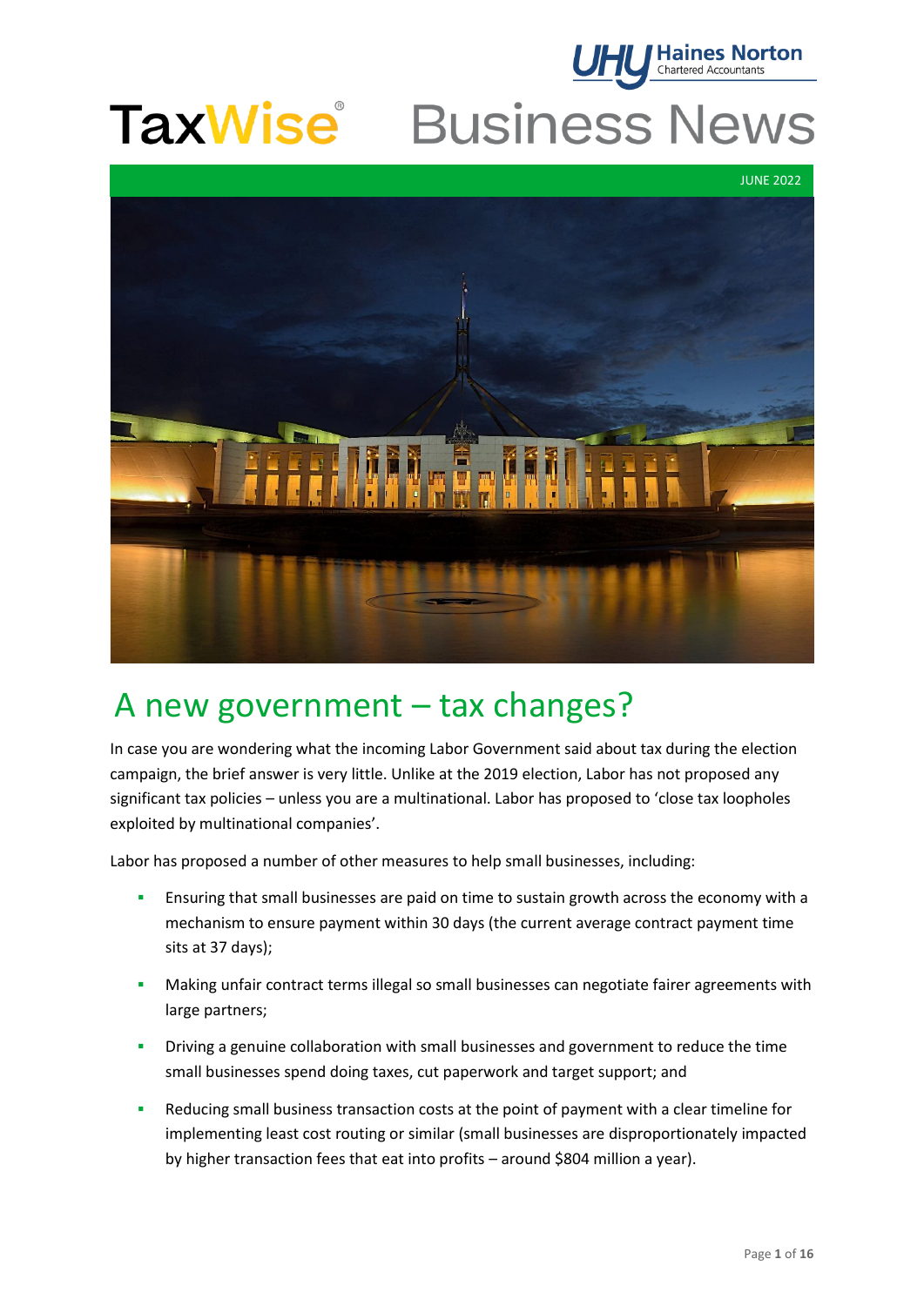UHY Haines Norton
Chartered Accountants

# TaxWise® Business News

JUNE 2022

## A new government – tax changes?

In case you are wondering what the incoming Labor Government said about tax during the election campaign, the brief answer is very little. Unlike at the 2019 election, Labor has not proposed any significant tax policies – unless you are a multinational. Labor has proposed to 'close tax loopholes exploited by multinational companies'.

Labor has proposed a number of other measures to help small businesses, including:

- Ensuring that small businesses are paid on time to sustain growth across the economy with a mechanism to ensure payment within 30 days (the current average contract payment time sits at 37 days);
- Making unfair contract terms illegal so small businesses can negotiate fairer agreements with large partners;
- Driving a genuine collaboration with small businesses and government to reduce the time small businesses spend doing taxes, cut paperwork and target support; and
- Reducing small business transaction costs at the point of payment with a clear timeline for implementing least cost routing or similar (small businesses are disproportionately impacted by higher transaction fees that eat into profits – around $804 million a year).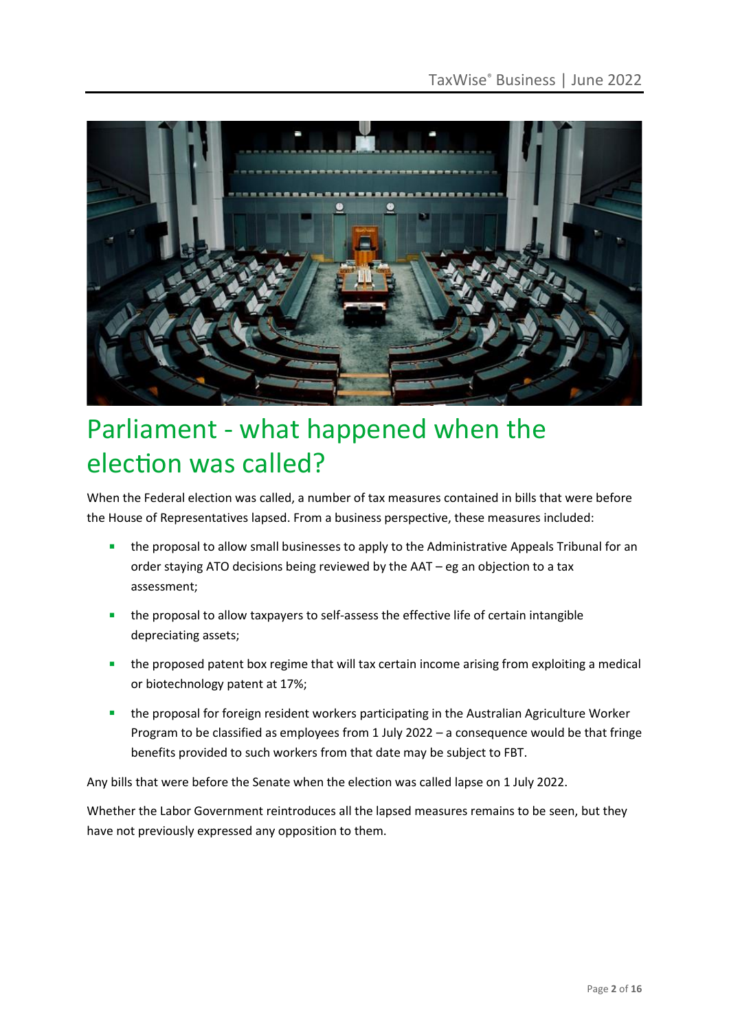# Parliament - what happened when the election was called?

When the Federal election was called, a number of tax measures contained in bills that were before the House of Representatives lapsed. From a business perspective, these measures included:

- the proposal to allow small businesses to apply to the Administrative Appeals Tribunal for an order staying ATO decisions being reviewed by the AAT – eg an objection to a tax assessment;
- the proposal to allow taxpayers to self-assess the effective life of certain intangible depreciating assets;
- the proposed patent box regime that will tax certain income arising from exploiting a medical or biotechnology patent at 17%;
- the proposal for foreign resident workers participating in the Australian Agriculture Worker Program to be classified as employees from 1 July 2022 – a consequence would be that fringe benefits provided to such workers from that date may be subject to FBT.

Any bills that were before the Senate when the election was called lapse on 1 July 2022.

Whether the Labor Government reintroduces all the lapsed measures remains to be seen, but they have not previously expressed any opposition to them.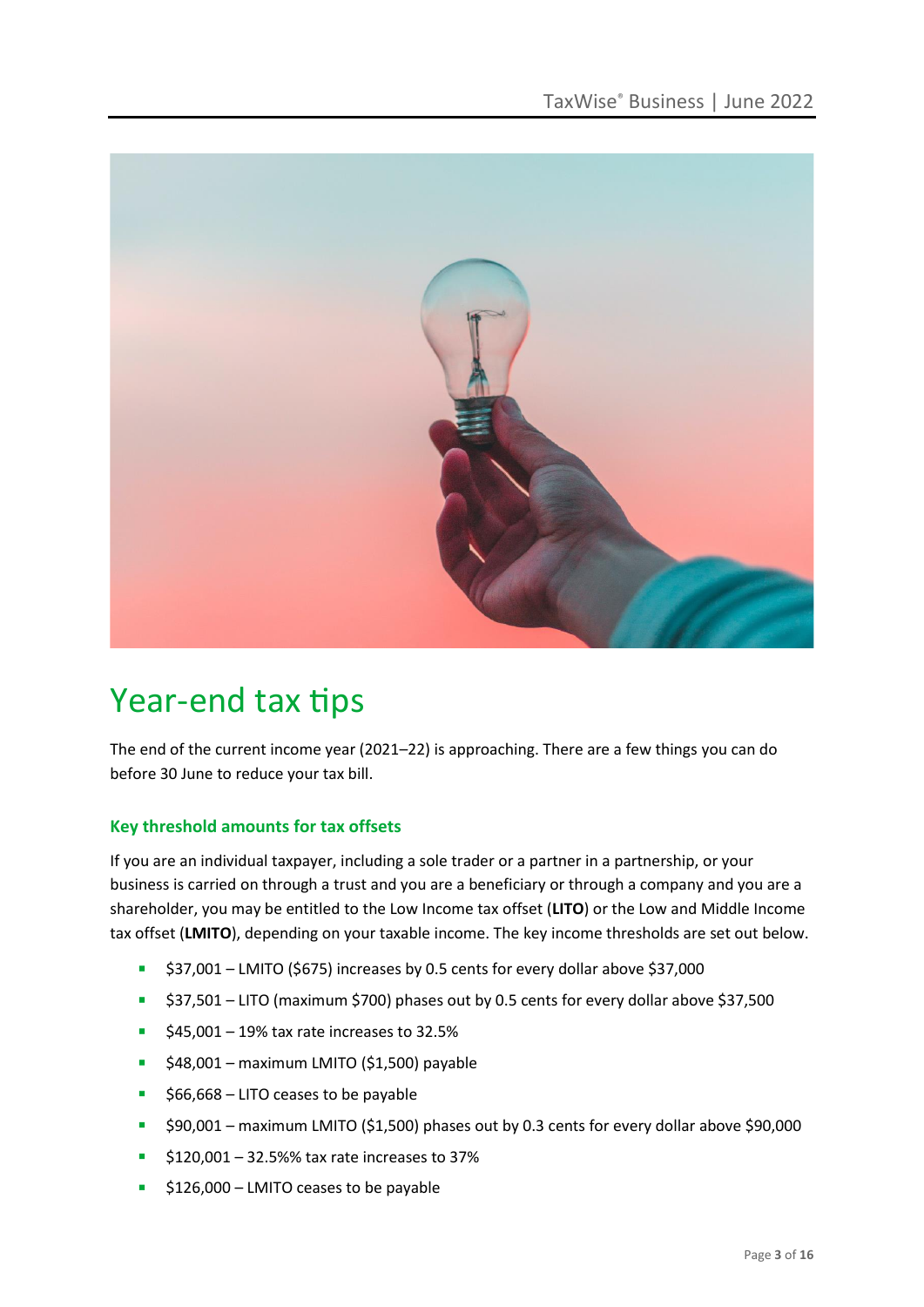# Year-end tax tips

The end of the current income year (2021–22) is approaching. There are a few things you can do before 30 June to reduce your tax bill.

### Key threshold amounts for tax offsets

If you are an individual taxpayer, including a sole trader or a partner in a partnership, or your business is carried on through a trust and you are a beneficiary or through a company and you are a shareholder, you may be entitled to the Low Income tax offset (**LITO**) or the Low and Middle Income tax offset (**LMITO**), depending on your taxable income. The key income thresholds are set out below.

- $37,001 – LMITO ($675) increases by 0.5 cents for every dollar above $37,000
- $37,501 – LITO (maximum $700) phases out by 0.5 cents for every dollar above $37,500
- $45,001 – 19% tax rate increases to 32.5%
- $48,001 – maximum LMITO ($1,500) payable
- $66,668 – LITO ceases to be payable
- $90,001 – maximum LMITO ($1,500) phases out by 0.3 cents for every dollar above $90,000
- $120,001 – 32.5%% tax rate increases to 37%
- $126,000 – LMITO ceases to be payable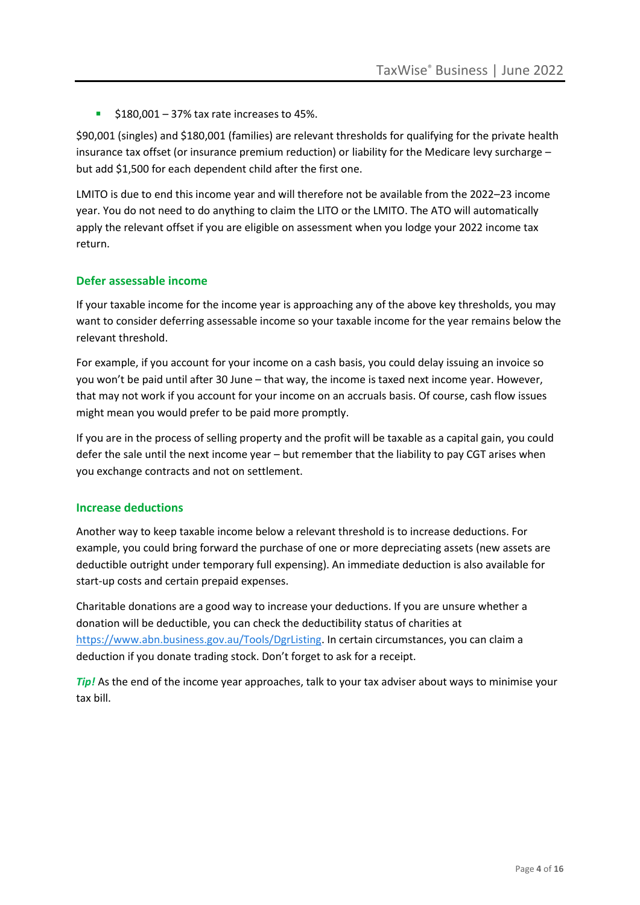- $180,001 – 37% tax rate increases to 45%.

$90,001 (singles) and $180,001 (families) are relevant thresholds for qualifying for the private health insurance tax offset (or insurance premium reduction) or liability for the Medicare levy surcharge – but add $1,500 for each dependent child after the first one.

LMITO is due to end this income year and will therefore not be available from the 2022–23 income year. You do not need to do anything to claim the LITO or the LMITO. The ATO will automatically apply the relevant offset if you are eligible on assessment when you lodge your 2022 income tax return.

### Defer assessable income

If your taxable income for the income year is approaching any of the above key thresholds, you may want to consider deferring assessable income so your taxable income for the year remains below the relevant threshold.

For example, if you account for your income on a cash basis, you could delay issuing an invoice so you won't be paid until after 30 June – that way, the income is taxed next income year. However, that may not work if you account for your income on an accruals basis. Of course, cash flow issues might mean you would prefer to be paid more promptly.

If you are in the process of selling property and the profit will be taxable as a capital gain, you could defer the sale until the next income year – but remember that the liability to pay CGT arises when you exchange contracts and not on settlement.

### Increase deductions

Another way to keep taxable income below a relevant threshold is to increase deductions. For example, you could bring forward the purchase of one or more depreciating assets (new assets are deductible outright under temporary full expensing). An immediate deduction is also available for start-up costs and certain prepaid expenses.

Charitable donations are a good way to increase your deductions. If you are unsure whether a donation will be deductible, you can check the deductibility status of charities at https://www.abn.business.gov.au/Tools/DgrListing. In certain circumstances, you can claim a deduction if you donate trading stock. Don't forget to ask for a receipt.

***Tip!*** As the end of the income year approaches, talk to your tax adviser about ways to minimise your tax bill.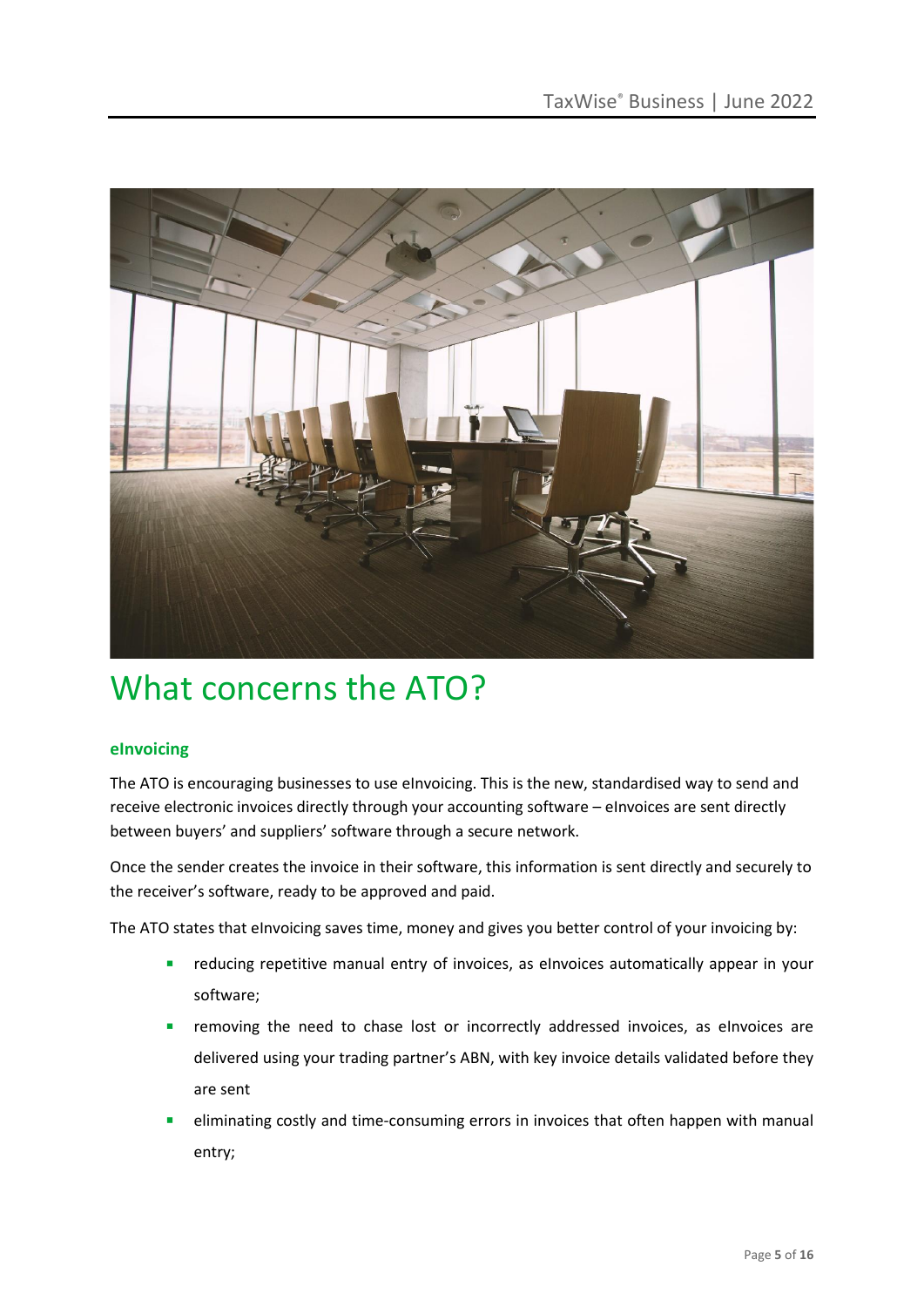# What concerns the ATO?

### eInvoicing

The ATO is encouraging businesses to use eInvoicing. This is the new, standardised way to send and receive electronic invoices directly through your accounting software – eInvoices are sent directly between buyers' and suppliers' software through a secure network.

Once the sender creates the invoice in their software, this information is sent directly and securely to the receiver's software, ready to be approved and paid.

The ATO states that eInvoicing saves time, money and gives you better control of your invoicing by:

- reducing repetitive manual entry of invoices, as eInvoices automatically appear in your software;
- removing the need to chase lost or incorrectly addressed invoices, as eInvoices are delivered using your trading partner's ABN, with key invoice details validated before they are sent
- eliminating costly and time-consuming errors in invoices that often happen with manual entry;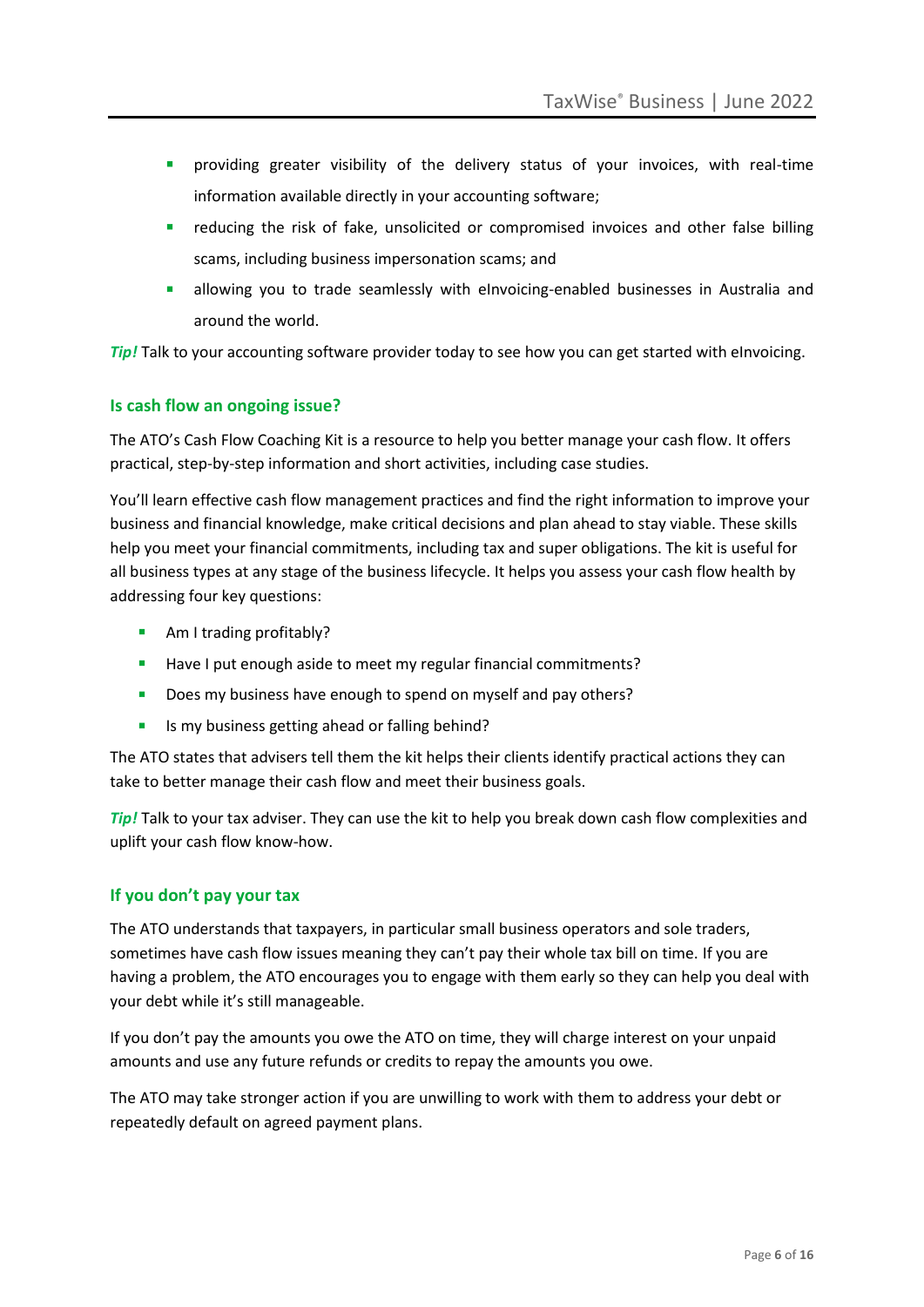- providing greater visibility of the delivery status of your invoices, with real-time information available directly in your accounting software;
- reducing the risk of fake, unsolicited or compromised invoices and other false billing scams, including business impersonation scams; and
- allowing you to trade seamlessly with eInvoicing-enabled businesses in Australia and around the world.

***Tip!*** Talk to your accounting software provider today to see how you can get started with eInvoicing.

### Is cash flow an ongoing issue?

The ATO's Cash Flow Coaching Kit is a resource to help you better manage your cash flow. It offers practical, step-by-step information and short activities, including case studies.

You'll learn effective cash flow management practices and find the right information to improve your business and financial knowledge, make critical decisions and plan ahead to stay viable. These skills help you meet your financial commitments, including tax and super obligations. The kit is useful for all business types at any stage of the business lifecycle. It helps you assess your cash flow health by addressing four key questions:

- Am I trading profitably?
- Have I put enough aside to meet my regular financial commitments?
- Does my business have enough to spend on myself and pay others?
- Is my business getting ahead or falling behind?

The ATO states that advisers tell them the kit helps their clients identify practical actions they can take to better manage their cash flow and meet their business goals.

***Tip!*** Talk to your tax adviser. They can use the kit to help you break down cash flow complexities and uplift your cash flow know-how.

### If you don't pay your tax

The ATO understands that taxpayers, in particular small business operators and sole traders, sometimes have cash flow issues meaning they can't pay their whole tax bill on time. If you are having a problem, the ATO encourages you to engage with them early so they can help you deal with your debt while it's still manageable.

If you don't pay the amounts you owe the ATO on time, they will charge interest on your unpaid amounts and use any future refunds or credits to repay the amounts you owe.

The ATO may take stronger action if you are unwilling to work with them to address your debt or repeatedly default on agreed payment plans.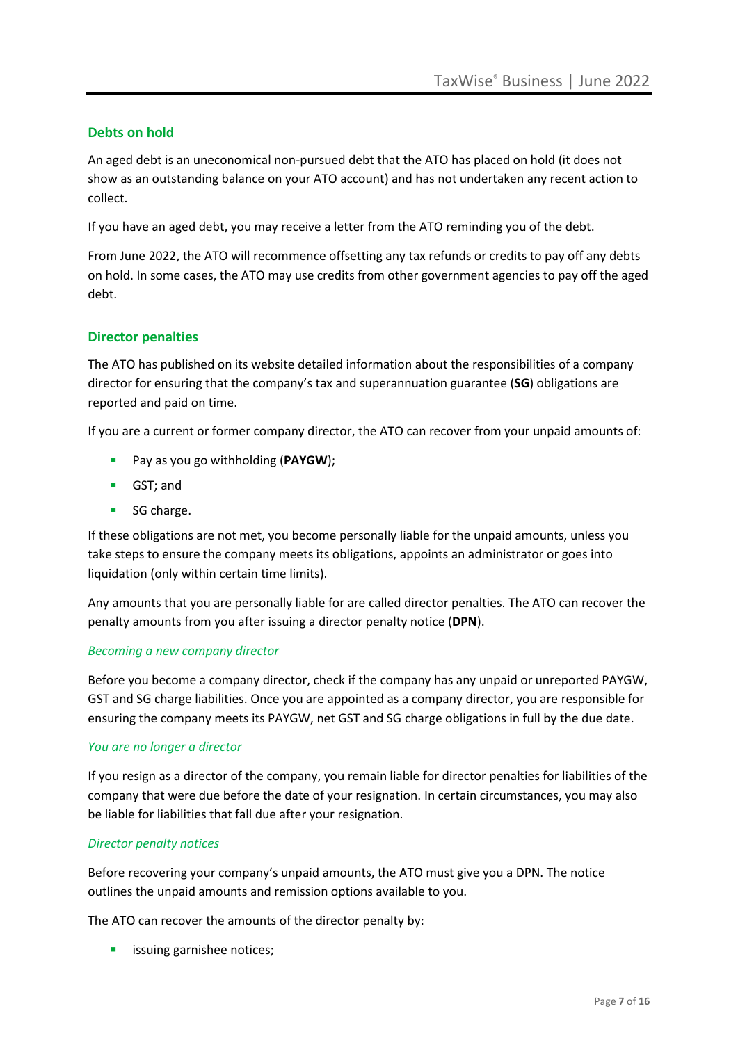## Debts on hold

An aged debt is an uneconomical non-pursued debt that the ATO has placed on hold (it does not show as an outstanding balance on your ATO account) and has not undertaken any recent action to collect.

If you have an aged debt, you may receive a letter from the ATO reminding you of the debt.

From June 2022, the ATO will recommence offsetting any tax refunds or credits to pay off any debts on hold. In some cases, the ATO may use credits from other government agencies to pay off the aged debt.

## Director penalties

The ATO has published on its website detailed information about the responsibilities of a company director for ensuring that the company's tax and superannuation guarantee (**SG**) obligations are reported and paid on time.

If you are a current or former company director, the ATO can recover from your unpaid amounts of:

- Pay as you go withholding (**PAYGW**);
- GST; and
- SG charge.

If these obligations are not met, you become personally liable for the unpaid amounts, unless you take steps to ensure the company meets its obligations, appoints an administrator or goes into liquidation (only within certain time limits).

Any amounts that you are personally liable for are called director penalties. The ATO can recover the penalty amounts from you after issuing a director penalty notice (**DPN**).

### *Becoming a new company director*

Before you become a company director, check if the company has any unpaid or unreported PAYGW, GST and SG charge liabilities. Once you are appointed as a company director, you are responsible for ensuring the company meets its PAYGW, net GST and SG charge obligations in full by the due date.

### *You are no longer a director*

If you resign as a director of the company, you remain liable for director penalties for liabilities of the company that were due before the date of your resignation. In certain circumstances, you may also be liable for liabilities that fall due after your resignation.

### *Director penalty notices*

Before recovering your company's unpaid amounts, the ATO must give you a DPN. The notice outlines the unpaid amounts and remission options available to you.

The ATO can recover the amounts of the director penalty by:

- issuing garnishee notices;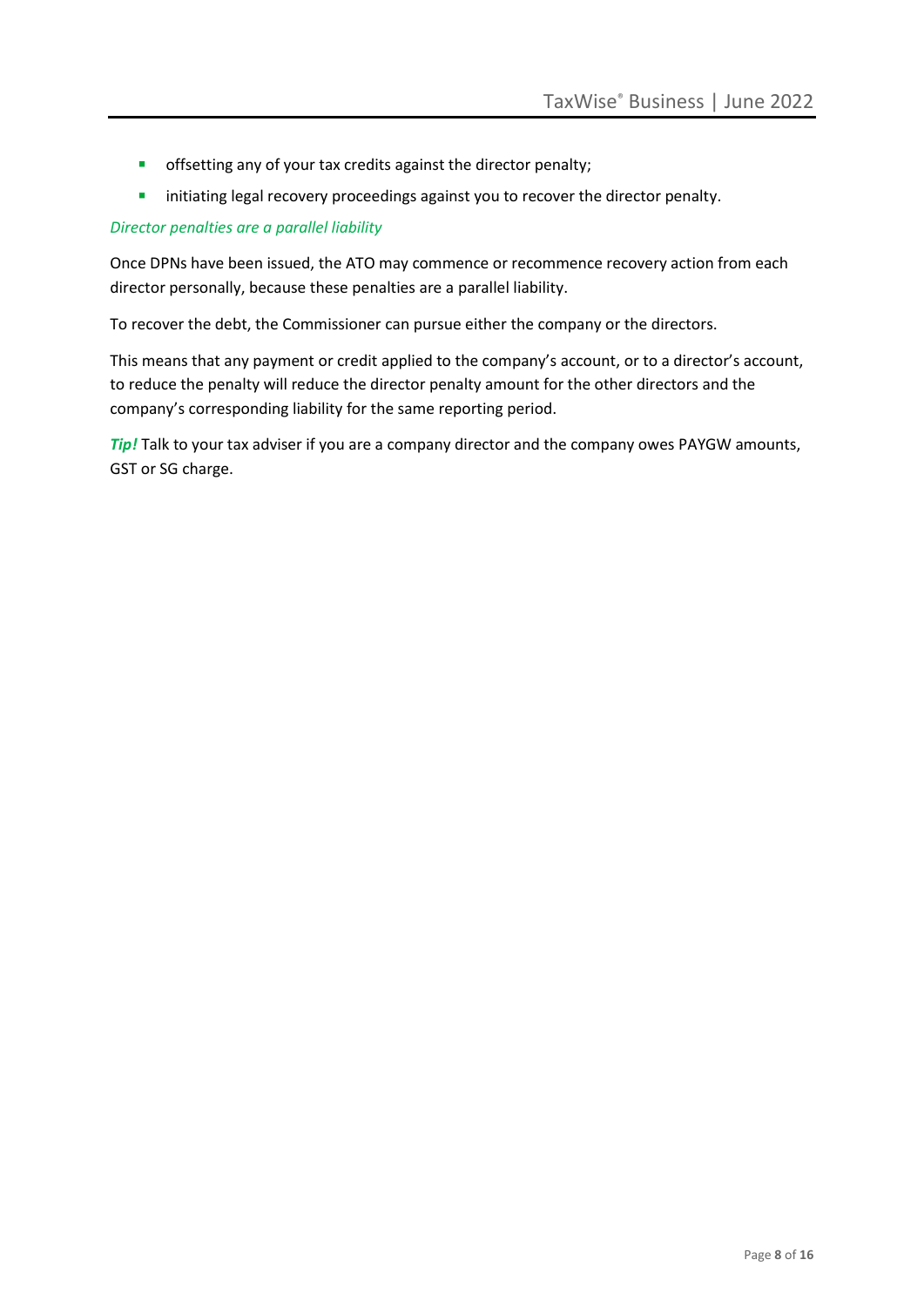- offsetting any of your tax credits against the director penalty;
- initiating legal recovery proceedings against you to recover the director penalty.

### *Director penalties are a parallel liability*

Once DPNs have been issued, the ATO may commence or recommence recovery action from each director personally, because these penalties are a parallel liability.

To recover the debt, the Commissioner can pursue either the company or the directors.

This means that any payment or credit applied to the company's account, or to a director's account, to reduce the penalty will reduce the director penalty amount for the other directors and the company's corresponding liability for the same reporting period.

***Tip!*** Talk to your tax adviser if you are a company director and the company owes PAYGW amounts, GST or SG charge.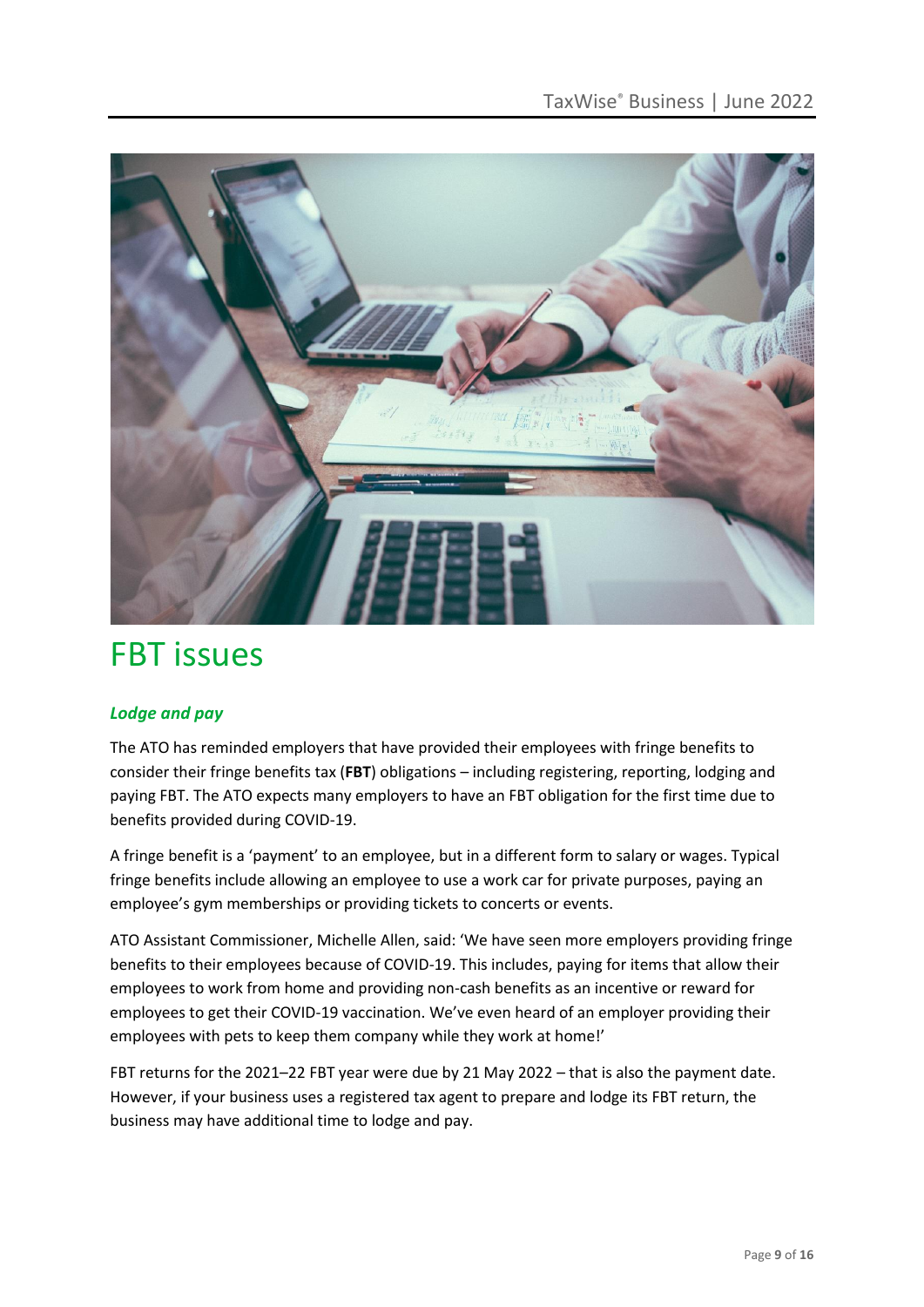# FBT issues

### *Lodge and pay*

The ATO has reminded employers that have provided their employees with fringe benefits to consider their fringe benefits tax (**FBT**) obligations – including registering, reporting, lodging and paying FBT. The ATO expects many employers to have an FBT obligation for the first time due to benefits provided during COVID-19.

A fringe benefit is a 'payment' to an employee, but in a different form to salary or wages. Typical fringe benefits include allowing an employee to use a work car for private purposes, paying an employee's gym memberships or providing tickets to concerts or events.

ATO Assistant Commissioner, Michelle Allen, said: 'We have seen more employers providing fringe benefits to their employees because of COVID-19. This includes, paying for items that allow their employees to work from home and providing non-cash benefits as an incentive or reward for employees to get their COVID-19 vaccination. We've even heard of an employer providing their employees with pets to keep them company while they work at home!'

FBT returns for the 2021–22 FBT year were due by 21 May 2022 – that is also the payment date. However, if your business uses a registered tax agent to prepare and lodge its FBT return, the business may have additional time to lodge and pay.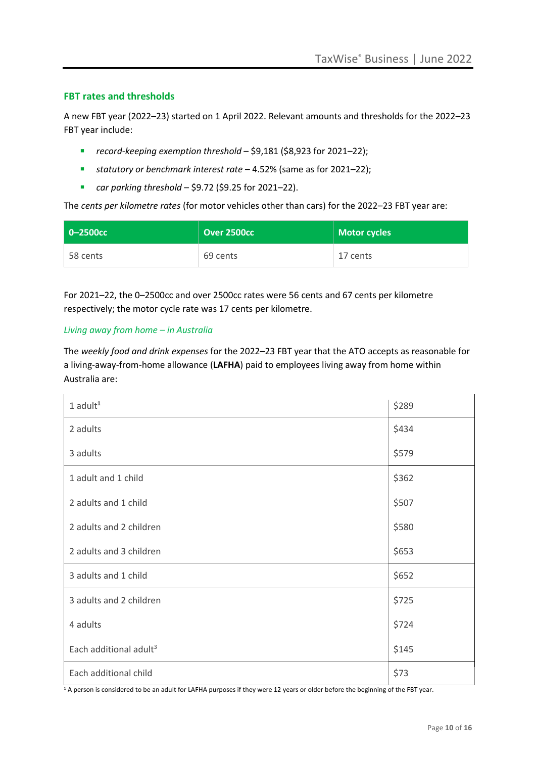## FBT rates and thresholds

A new FBT year (2022–23) started on 1 April 2022. Relevant amounts and thresholds for the 2022–23 FBT year include:

- *record-keeping exemption threshold* – $9,181 ($8,923 for 2021–22);
- *statutory or benchmark interest rate* – 4.52% (same as for 2021–22);
- *car parking threshold* – $9.72 ($9.25 for 2021–22).

The *cents per kilometre rates* (for motor vehicles other than cars) for the 2022–23 FBT year are:

| 0–2500cc | Over 2500cc | Motor cycles |
|---|---|---|
| 58 cents | 69 cents | 17 cents |

For 2021–22, the 0–2500cc and over 2500cc rates were 56 cents and 67 cents per kilometre respectively; the motor cycle rate was 17 cents per kilometre.

*Living away from home – in Australia*

The *weekly food and drink expenses* for the 2022–23 FBT year that the ATO accepts as reasonable for a living-away-from-home allowance (**LAFHA**) paid to employees living away from home within Australia are:

| | |
|---|---|
| 1 adult[1] | $289 |
| 2 adults | $434 |
| 3 adults | $579 |
| 1 adult and 1 child | $362 |
| 2 adults and 1 child | $507 |
| 2 adults and 2 children | $580 |
| 2 adults and 3 children | $653 |
| 3 adults and 1 child | $652 |
| 3 adults and 2 children | $725 |
| 4 adults | $724 |
| Each additional adult[3] | $145 |
| Each additional child | $73 |

[1] A person is considered to be an adult for LAFHA purposes if they were 12 years or older before the beginning of the FBT year.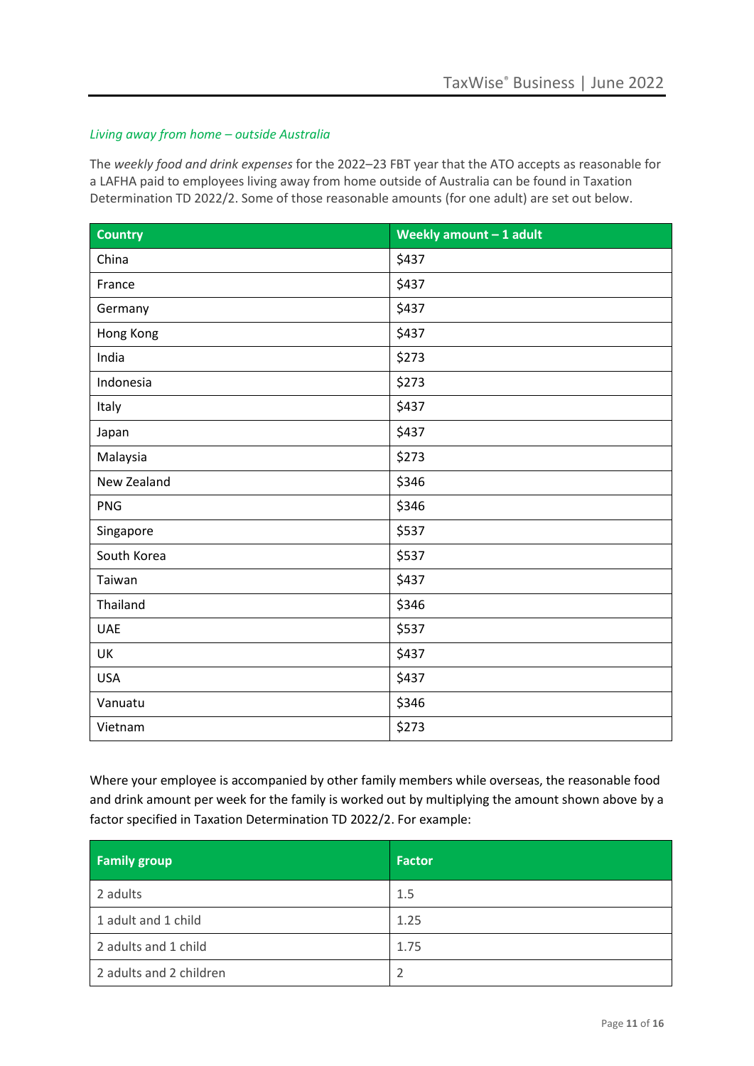### *Living away from home – outside Australia*

The *weekly food and drink expenses* for the 2022–23 FBT year that the ATO accepts as reasonable for a LAFHA paid to employees living away from home outside of Australia can be found in Taxation Determination TD 2022/2. Some of those reasonable amounts (for one adult) are set out below.

| Country | Weekly amount – 1 adult |
|---|---|
| China | $437 |
| France | $437 |
| Germany | $437 |
| Hong Kong | $437 |
| India | $273 |
| Indonesia | $273 |
| Italy | $437 |
| Japan | $437 |
| Malaysia | $273 |
| New Zealand | $346 |
| PNG | $346 |
| Singapore | $537 |
| South Korea | $537 |
| Taiwan | $437 |
| Thailand | $346 |
| UAE | $537 |
| UK | $437 |
| USA | $437 |
| Vanuatu | $346 |
| Vietnam | $273 |

Where your employee is accompanied by other family members while overseas, the reasonable food and drink amount per week for the family is worked out by multiplying the amount shown above by a factor specified in Taxation Determination TD 2022/2. For example:

| Family group | Factor |
|---|---|
| 2 adults | 1.5 |
| 1 adult and 1 child | 1.25 |
| 2 adults and 1 child | 1.75 |
| 2 adults and 2 children | 2 |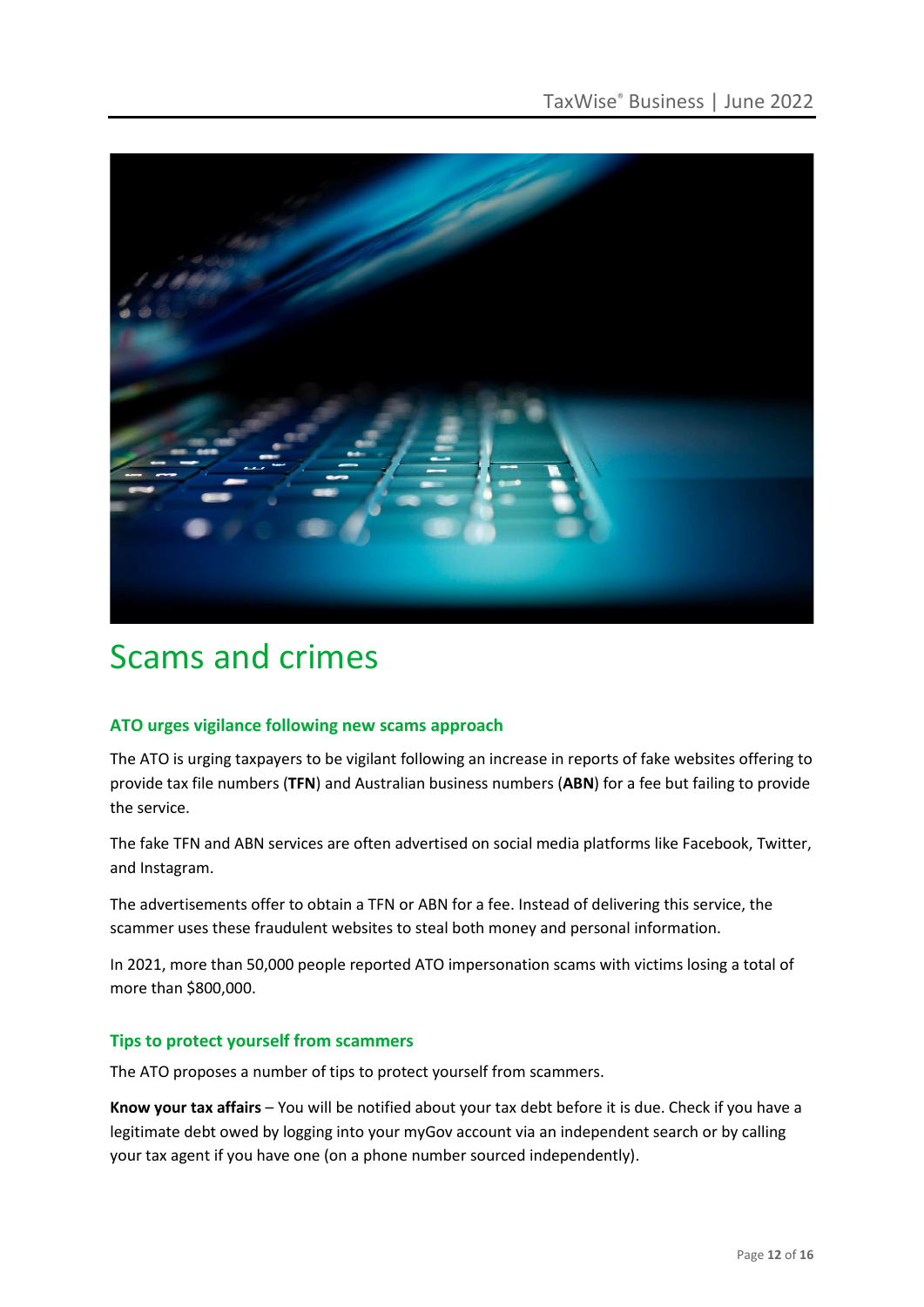# Scams and crimes

## ATO urges vigilance following new scams approach

The ATO is urging taxpayers to be vigilant following an increase in reports of fake websites offering to provide tax file numbers (**TFN**) and Australian business numbers (**ABN**) for a fee but failing to provide the service.

The fake TFN and ABN services are often advertised on social media platforms like Facebook, Twitter, and Instagram.

The advertisements offer to obtain a TFN or ABN for a fee. Instead of delivering this service, the scammer uses these fraudulent websites to steal both money and personal information.

In 2021, more than 50,000 people reported ATO impersonation scams with victims losing a total of more than $800,000.

## Tips to protect yourself from scammers

The ATO proposes a number of tips to protect yourself from scammers.

**Know your tax affairs** – You will be notified about your tax debt before it is due. Check if you have a legitimate debt owed by logging into your myGov account via an independent search or by calling your tax agent if you have one (on a phone number sourced independently).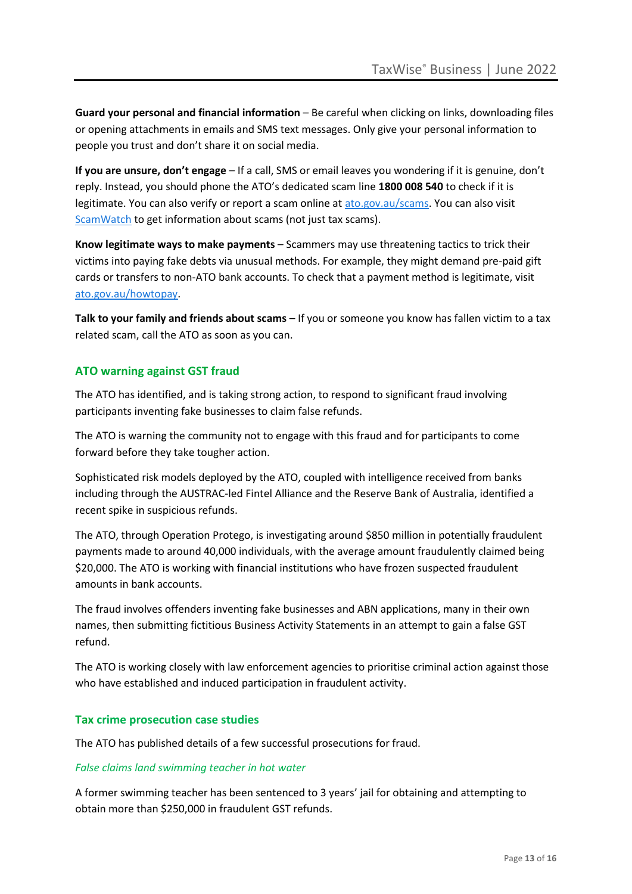**Guard your personal and financial information** – Be careful when clicking on links, downloading files or opening attachments in emails and SMS text messages. Only give your personal information to people you trust and don't share it on social media.

**If you are unsure, don't engage** – If a call, SMS or email leaves you wondering if it is genuine, don't reply. Instead, you should phone the ATO's dedicated scam line **1800 008 540** to check if it is legitimate. You can also verify or report a scam online at ato.gov.au/scams. You can also visit ScamWatch to get information about scams (not just tax scams).

**Know legitimate ways to make payments** – Scammers may use threatening tactics to trick their victims into paying fake debts via unusual methods. For example, they might demand pre-paid gift cards or transfers to non-ATO bank accounts. To check that a payment method is legitimate, visit ato.gov.au/howtopay.

**Talk to your family and friends about scams** – If you or someone you know has fallen victim to a tax related scam, call the ATO as soon as you can.

## ATO warning against GST fraud

The ATO has identified, and is taking strong action, to respond to significant fraud involving participants inventing fake businesses to claim false refunds.

The ATO is warning the community not to engage with this fraud and for participants to come forward before they take tougher action.

Sophisticated risk models deployed by the ATO, coupled with intelligence received from banks including through the AUSTRAC-led Fintel Alliance and the Reserve Bank of Australia, identified a recent spike in suspicious refunds.

The ATO, through Operation Protego, is investigating around $850 million in potentially fraudulent payments made to around 40,000 individuals, with the average amount fraudulently claimed being $20,000. The ATO is working with financial institutions who have frozen suspected fraudulent amounts in bank accounts.

The fraud involves offenders inventing fake businesses and ABN applications, many in their own names, then submitting fictitious Business Activity Statements in an attempt to gain a false GST refund.

The ATO is working closely with law enforcement agencies to prioritise criminal action against those who have established and induced participation in fraudulent activity.

## Tax crime prosecution case studies

The ATO has published details of a few successful prosecutions for fraud.

### *False claims land swimming teacher in hot water*

A former swimming teacher has been sentenced to 3 years' jail for obtaining and attempting to obtain more than $250,000 in fraudulent GST refunds.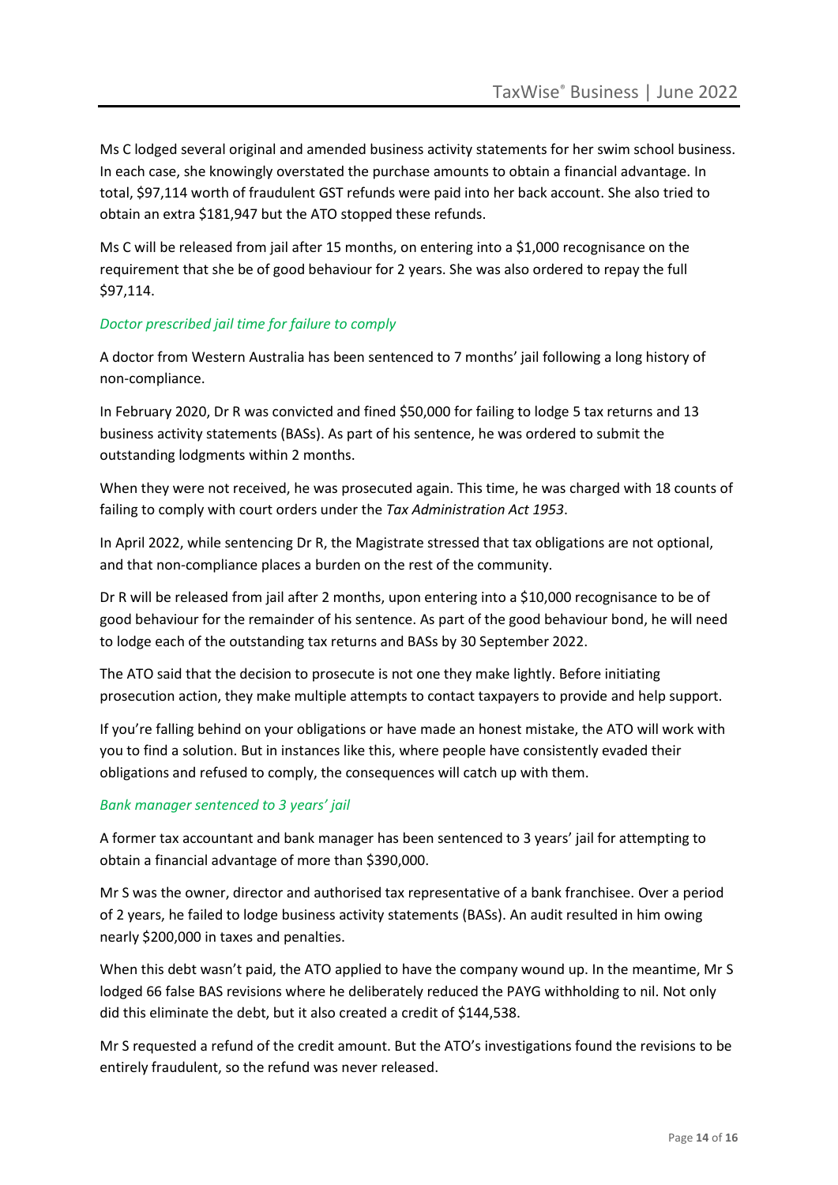Ms C lodged several original and amended business activity statements for her swim school business. In each case, she knowingly overstated the purchase amounts to obtain a financial advantage. In total, $97,114 worth of fraudulent GST refunds were paid into her back account. She also tried to obtain an extra $181,947 but the ATO stopped these refunds.

Ms C will be released from jail after 15 months, on entering into a $1,000 recognisance on the requirement that she be of good behaviour for 2 years. She was also ordered to repay the full $97,114.

### *Doctor prescribed jail time for failure to comply*

A doctor from Western Australia has been sentenced to 7 months' jail following a long history of non-compliance.

In February 2020, Dr R was convicted and fined $50,000 for failing to lodge 5 tax returns and 13 business activity statements (BASs). As part of his sentence, he was ordered to submit the outstanding lodgments within 2 months.

When they were not received, he was prosecuted again. This time, he was charged with 18 counts of failing to comply with court orders under the *Tax Administration Act 1953*.

In April 2022, while sentencing Dr R, the Magistrate stressed that tax obligations are not optional, and that non-compliance places a burden on the rest of the community.

Dr R will be released from jail after 2 months, upon entering into a $10,000 recognisance to be of good behaviour for the remainder of his sentence. As part of the good behaviour bond, he will need to lodge each of the outstanding tax returns and BASs by 30 September 2022.

The ATO said that the decision to prosecute is not one they make lightly. Before initiating prosecution action, they make multiple attempts to contact taxpayers to provide and help support.

If you're falling behind on your obligations or have made an honest mistake, the ATO will work with you to find a solution. But in instances like this, where people have consistently evaded their obligations and refused to comply, the consequences will catch up with them.

### *Bank manager sentenced to 3 years' jail*

A former tax accountant and bank manager has been sentenced to 3 years' jail for attempting to obtain a financial advantage of more than $390,000.

Mr S was the owner, director and authorised tax representative of a bank franchisee. Over a period of 2 years, he failed to lodge business activity statements (BASs). An audit resulted in him owing nearly $200,000 in taxes and penalties.

When this debt wasn't paid, the ATO applied to have the company wound up. In the meantime, Mr S lodged 66 false BAS revisions where he deliberately reduced the PAYG withholding to nil. Not only did this eliminate the debt, but it also created a credit of $144,538.

Mr S requested a refund of the credit amount. But the ATO's investigations found the revisions to be entirely fraudulent, so the refund was never released.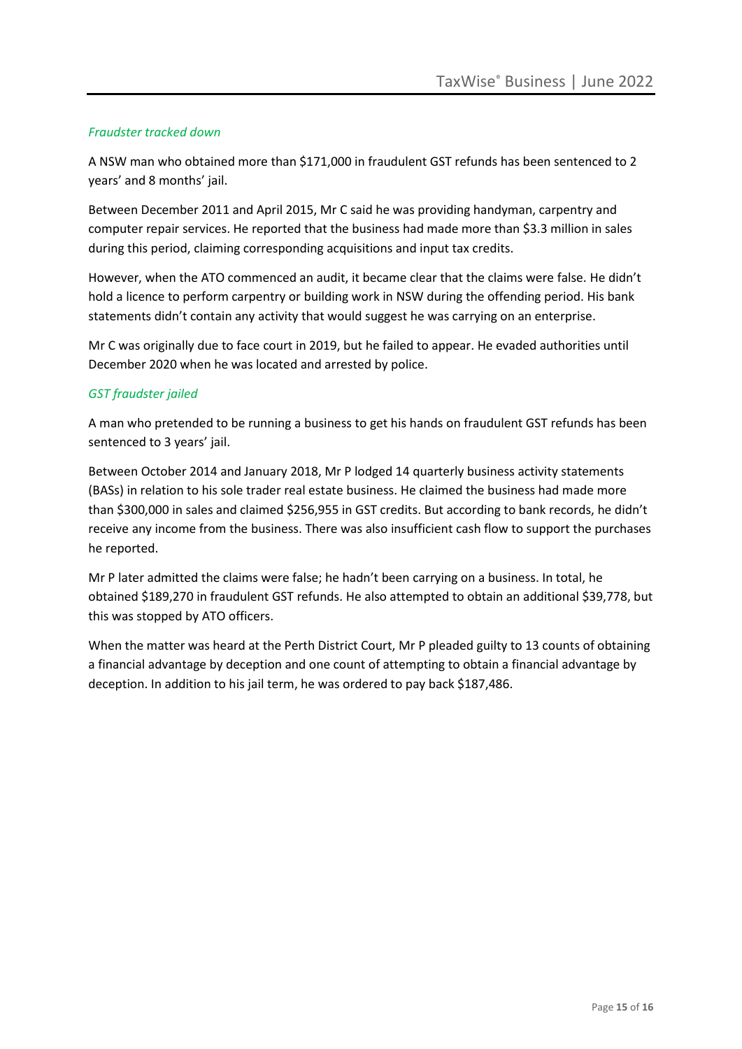*Fraudster tracked down*

A NSW man who obtained more than $171,000 in fraudulent GST refunds has been sentenced to 2 years' and 8 months' jail.

Between December 2011 and April 2015, Mr C said he was providing handyman, carpentry and computer repair services. He reported that the business had made more than $3.3 million in sales during this period, claiming corresponding acquisitions and input tax credits.

However, when the ATO commenced an audit, it became clear that the claims were false. He didn't hold a licence to perform carpentry or building work in NSW during the offending period. His bank statements didn't contain any activity that would suggest he was carrying on an enterprise.

Mr C was originally due to face court in 2019, but he failed to appear. He evaded authorities until December 2020 when he was located and arrested by police.

*GST fraudster jailed*

A man who pretended to be running a business to get his hands on fraudulent GST refunds has been sentenced to 3 years' jail.

Between October 2014 and January 2018, Mr P lodged 14 quarterly business activity statements (BASs) in relation to his sole trader real estate business. He claimed the business had made more than $300,000 in sales and claimed $256,955 in GST credits. But according to bank records, he didn't receive any income from the business. There was also insufficient cash flow to support the purchases he reported.

Mr P later admitted the claims were false; he hadn't been carrying on a business. In total, he obtained $189,270 in fraudulent GST refunds. He also attempted to obtain an additional $39,778, but this was stopped by ATO officers.

When the matter was heard at the Perth District Court, Mr P pleaded guilty to 13 counts of obtaining a financial advantage by deception and one count of attempting to obtain a financial advantage by deception. In addition to his jail term, he was ordered to pay back $187,486.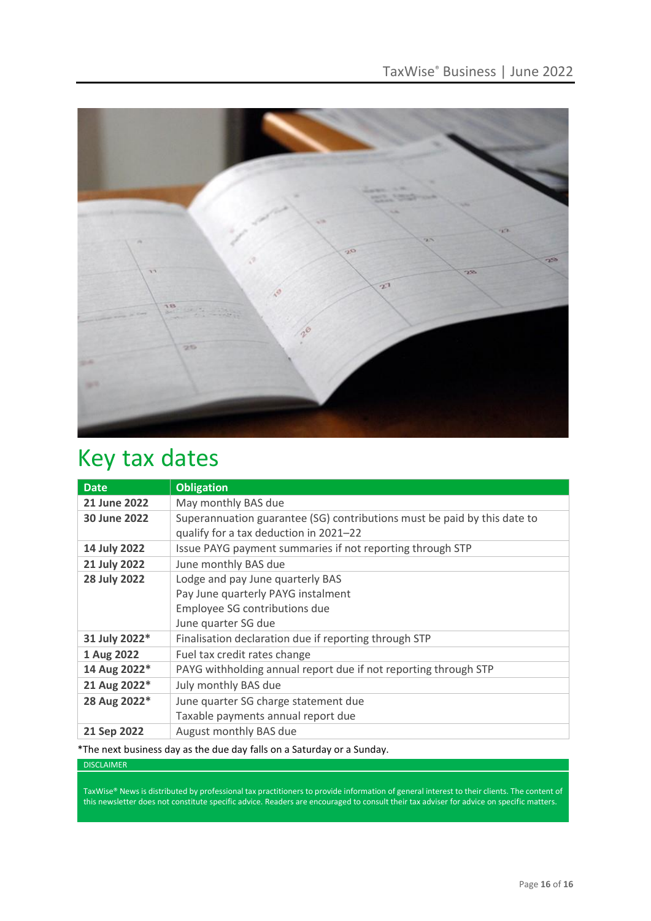# Key tax dates

| Date | Obligation |
|---|---|
| **21 June 2022** | May monthly BAS due |
| **30 June 2022** | Superannuation guarantee (SG) contributions must be paid by this date to qualify for a tax deduction in 2021–22 |
| **14 July 2022** | Issue PAYG payment summaries if not reporting through STP |
| **21 July 2022** | June monthly BAS due |
| **28 July 2022** | Lodge and pay June quarterly BAS<br>Pay June quarterly PAYG instalment<br>Employee SG contributions due<br>June quarter SG due |
| **31 July 2022*** | Finalisation declaration due if reporting through STP |
| **1 Aug 2022** | Fuel tax credit rates change |
| **14 Aug 2022*** | PAYG withholding annual report due if not reporting through STP |
| **21 Aug 2022*** | July monthly BAS due |
| **28 Aug 2022*** | June quarter SG charge statement due<br>Taxable payments annual report due |
| **21 Sep 2022** | August monthly BAS due |

*The next business day as the due day falls on a Saturday or a Sunday.

DISCLAIMER

TaxWise® News is distributed by professional tax practitioners to provide information of general interest to their clients. The content of this newsletter does not constitute specific advice. Readers are encouraged to consult their tax adviser for advice on specific matters.